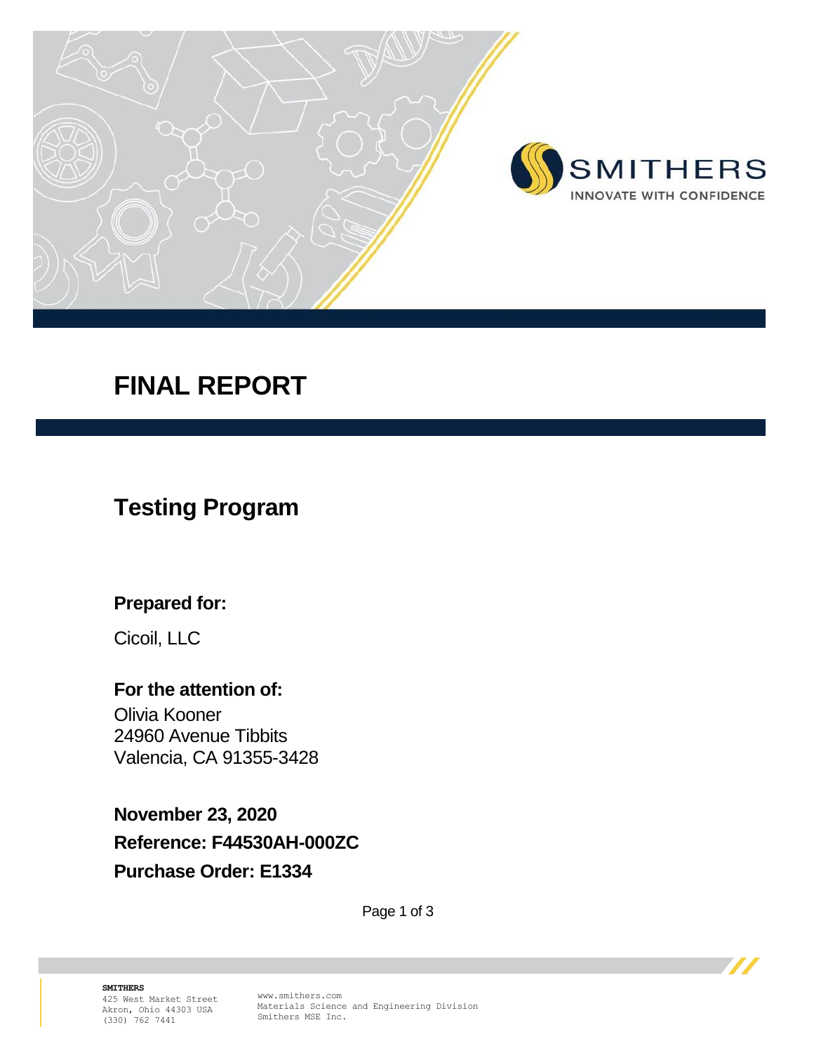SMITHERS
INNOVATE WITH CONFIDENCE

# FINAL REPORT

## Testing Program

**Prepared for:**

Cicoil, LLC

**For the attention of:**

Olivia Kooner
24960 Avenue Tibbits
Valencia, CA 91355-3428

**November 23, 2020**

**Reference: F44530AH-000ZC**

**Purchase Order: E1334**

**SMITHERS**
425 West Market Street
Akron, Ohio 44303 USA
(330) 762 7441

www.smithers.com
Materials Science and Engineering Division
Smithers MSE Inc.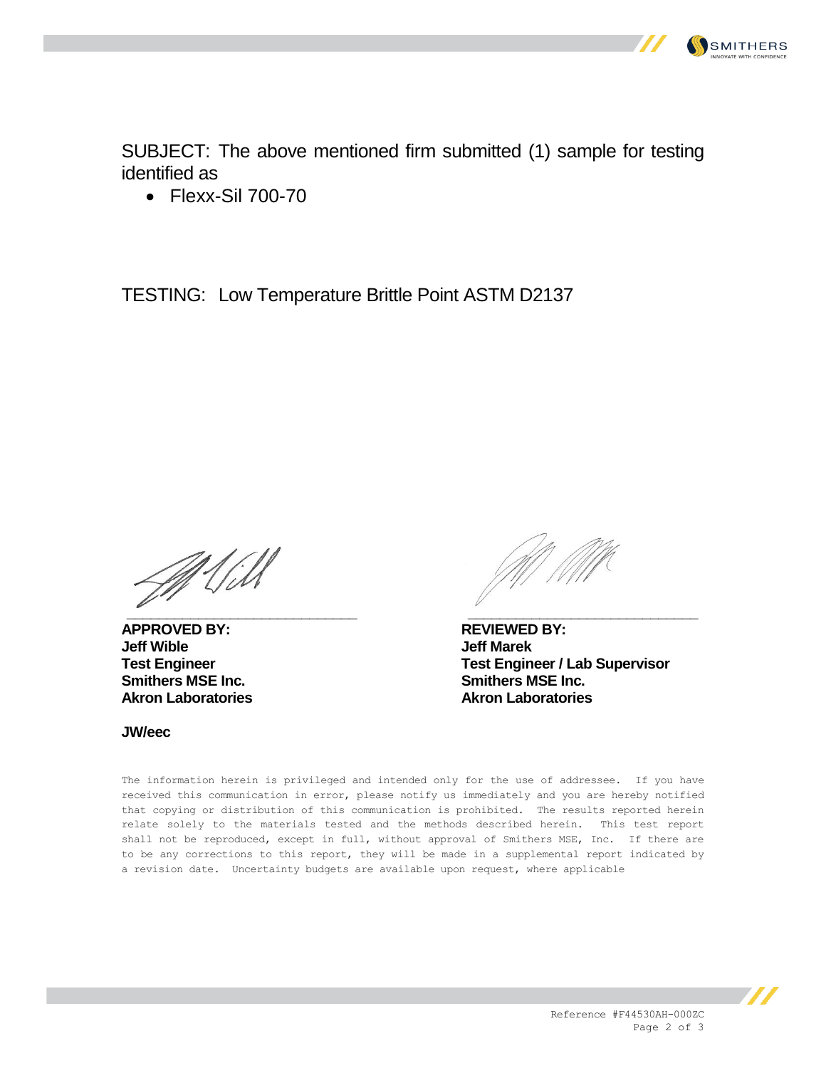SUBJECT: The above mentioned firm submitted (1) sample for testing identified as

- Flexx-Sil 700-70

TESTING: Low Temperature Brittle Point ASTM D2137

**APPROVED BY:**
**Jeff Wible**
**Test Engineer**
**Smithers MSE Inc.**
**Akron Laboratories**

**REVIEWED BY:**
**Jeff Marek**
**Test Engineer / Lab Supervisor**
**Smithers MSE Inc.**
**Akron Laboratories**

**JW/eec**

The information herein is privileged and intended only for the use of addressee. If you have received this communication in error, please notify us immediately and you are hereby notified that copying or distribution of this communication is prohibited. The results reported herein relate solely to the materials tested and the methods described herein. This test report shall not be reproduced, except in full, without approval of Smithers MSE, Inc. If there are to be any corrections to this report, they will be made in a supplemental report indicated by a revision date. Uncertainty budgets are available upon request, where applicable

Reference #F44530AH-000ZC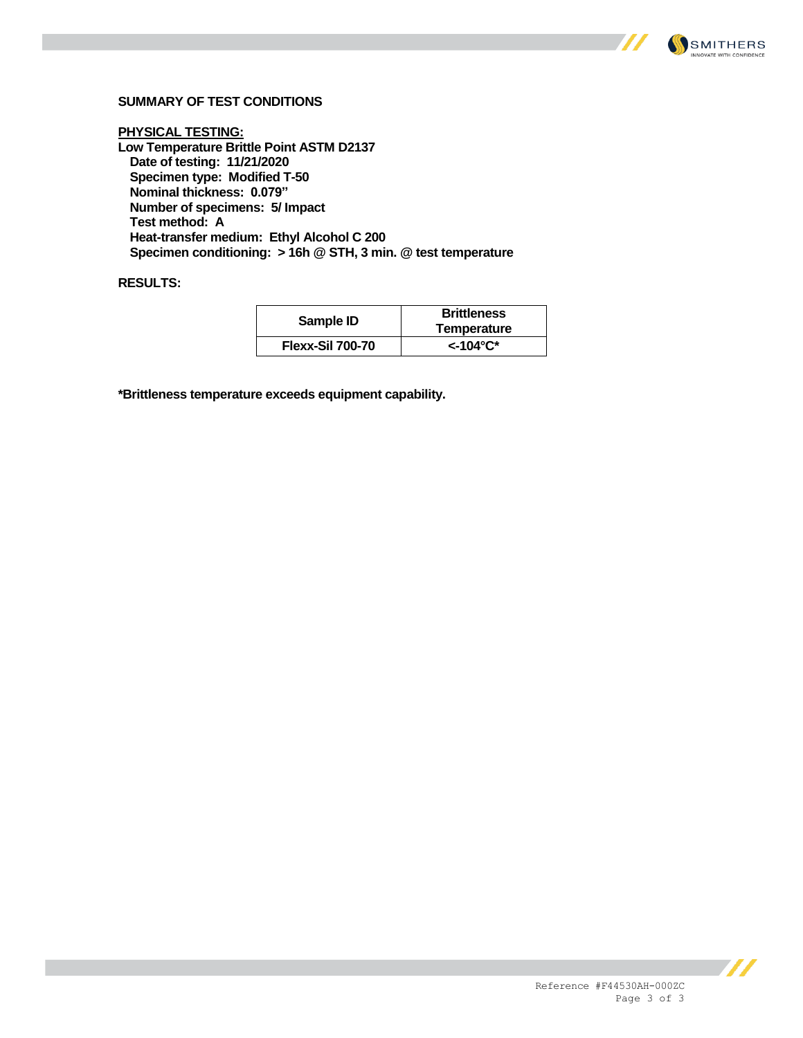**SUMMARY OF TEST CONDITIONS**

**PHYSICAL TESTING:**

**Low Temperature Brittle Point ASTM D2137**

- **Date of testing: 11/21/2020**
- **Specimen type: Modified T-50**
- **Nominal thickness: 0.079"**
- **Number of specimens: 5/ Impact**
- **Test method: A**
- **Heat-transfer medium: Ethyl Alcohol C 200**
- **Specimen conditioning: > 16h @ STH, 3 min. @ test temperature**

**RESULTS:**

| Sample ID | Brittleness Temperature |
|---|---|
| Flexx-Sil 700-70 | <-104°C* |

***Brittleness temperature exceeds equipment capability.**